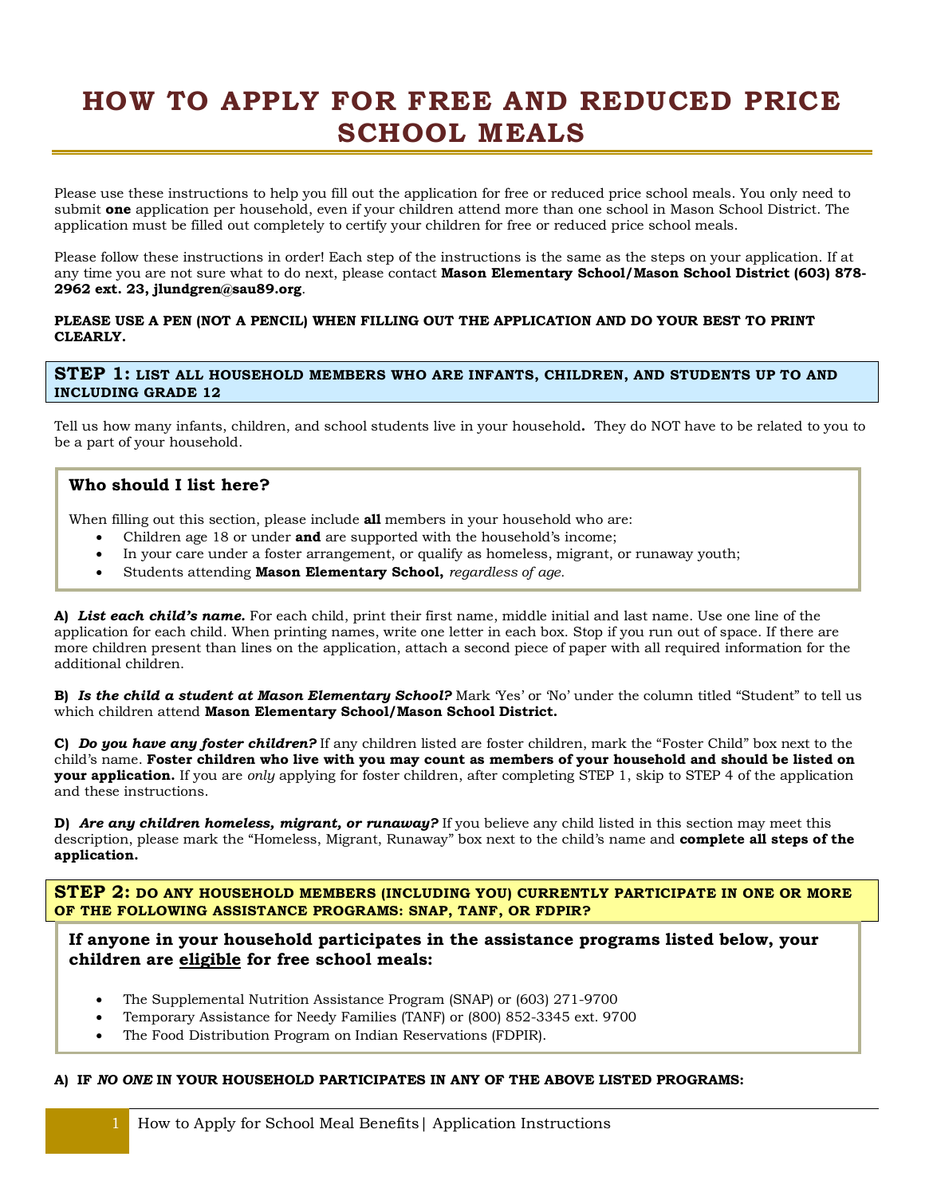# HOW TO APPLY FOR FREE AND REDUCED PRICE SCHOOL MEALS

Please use these instructions to help you fill out the application for free or reduced price school meals. You only need to submit **one** application per household, even if your children attend more than one school in Mason School District. The application must be filled out completely to certify your children for free or reduced price school meals.

Please follow these instructions in order! Each step of the instructions is the same as the steps on your application. If at any time you are not sure what to do next, please contact **Mason Elementary School/Mason School District (603) 878-2962 ext. 23, jlundgren@sau89.org**.

**PLEASE USE A PEN (NOT A PENCIL) WHEN FILLING OUT THE APPLICATION AND DO YOUR BEST TO PRINT CLEARLY.**

## STEP 1: LIST ALL HOUSEHOLD MEMBERS WHO ARE INFANTS, CHILDREN, AND STUDENTS UP TO AND INCLUDING GRADE 12

Tell us how many infants, children, and school students live in your household**.** They do NOT have to be related to you to be a part of your household.

### Who should I list here?

When filling out this section, please include **all** members in your household who are:

- Children age 18 or under **and** are supported with the household's income;
- In your care under a foster arrangement, or qualify as homeless, migrant, or runaway youth;
- Students attending **Mason Elementary School,** *regardless of age.*

**A)** ***List each child's name.*** For each child, print their first name, middle initial and last name. Use one line of the application for each child. When printing names, write one letter in each box. Stop if you run out of space. If there are more children present than lines on the application, attach a second piece of paper with all required information for the additional children.

**B)** ***Is the child a student at Mason Elementary School?*** Mark 'Yes' or 'No' under the column titled "Student" to tell us which children attend **Mason Elementary School/Mason School District.**

**C)** ***Do you have any foster children?*** If any children listed are foster children, mark the "Foster Child" box next to the child's name. **Foster children who live with you may count as members of your household and should be listed on your application.** If you are *only* applying for foster children, after completing STEP 1, skip to STEP 4 of the application and these instructions.

**D)** ***Are any children homeless, migrant, or runaway?*** If you believe any child listed in this section may meet this description, please mark the "Homeless, Migrant, Runaway" box next to the child's name and **complete all steps of the application.**

## STEP 2: DO ANY HOUSEHOLD MEMBERS (INCLUDING YOU) CURRENTLY PARTICIPATE IN ONE OR MORE OF THE FOLLOWING ASSISTANCE PROGRAMS: SNAP, TANF, OR FDPIR?

**If anyone in your household participates in the assistance programs listed below, your children are <u>eligible</u> for free school meals:**

- The Supplemental Nutrition Assistance Program (SNAP) or (603) 271-9700
- Temporary Assistance for Needy Families (TANF) or (800) 852-3345 ext. 9700
- The Food Distribution Program on Indian Reservations (FDPIR).

**A) IF *NO ONE* IN YOUR HOUSEHOLD PARTICIPATES IN ANY OF THE ABOVE LISTED PROGRAMS:**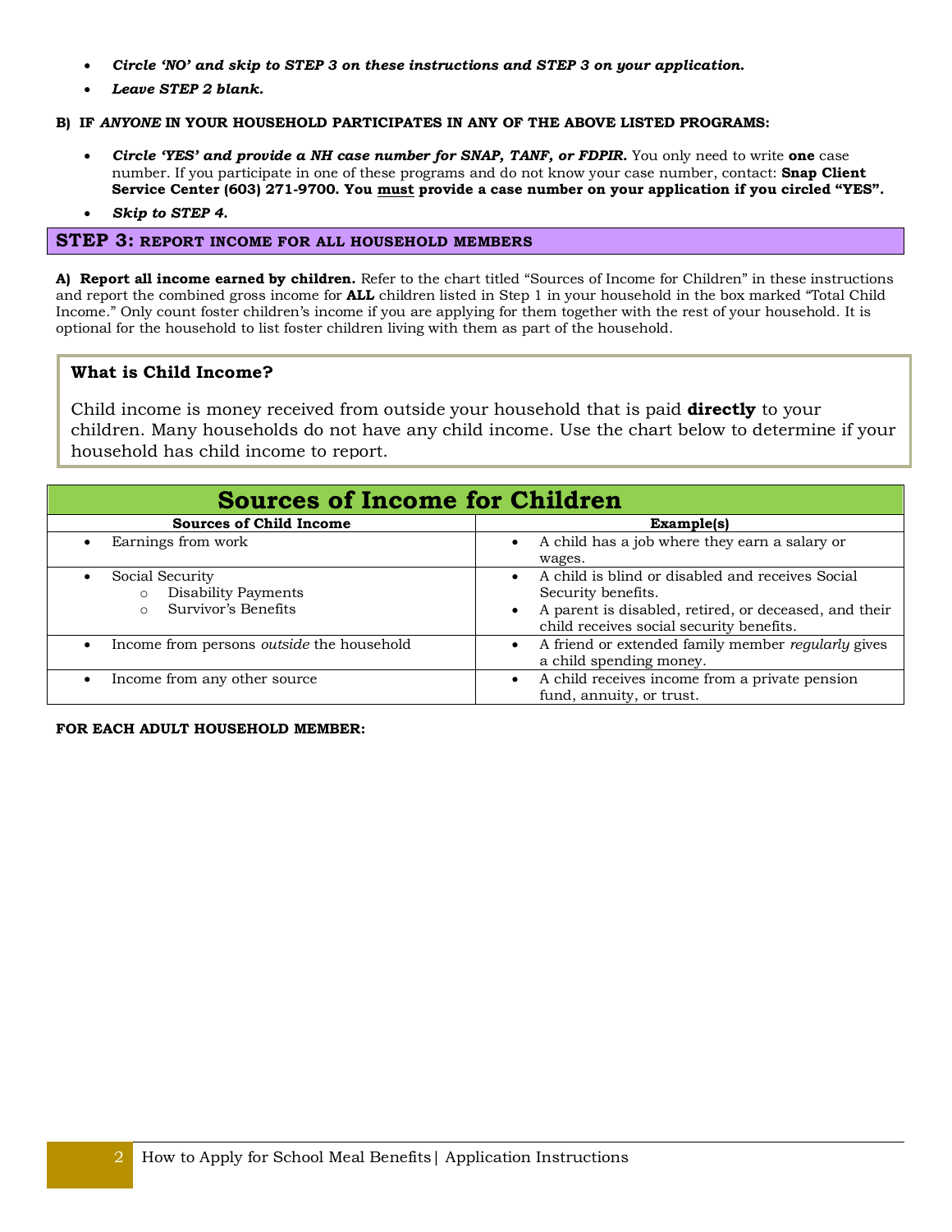- ***Circle 'NO' and skip to STEP 3 on these instructions and STEP 3 on your application.***
- ***Leave STEP 2 blank.***

**B) IF *ANYONE* IN YOUR HOUSEHOLD PARTICIPATES IN ANY OF THE ABOVE LISTED PROGRAMS:**

- ***Circle 'YES' and provide a NH case number for SNAP, TANF, or FDPIR.*** You only need to write **one** case number. If you participate in one of these programs and do not know your case number, contact: **Snap Client Service Center (603) 271-9700. You must provide a case number on your application if you circled "YES".**
- ***Skip to STEP 4.***

## STEP 3: REPORT INCOME FOR ALL HOUSEHOLD MEMBERS

**A) Report all income earned by children.** Refer to the chart titled "Sources of Income for Children" in these instructions and report the combined gross income for **ALL** children listed in Step 1 in your household in the box marked "Total Child Income." Only count foster children's income if you are applying for them together with the rest of your household. It is optional for the household to list foster children living with them as part of the household.

### What is Child Income?

Child income is money received from outside your household that is paid **directly** to your children. Many households do not have any child income. Use the chart below to determine if your household has child income to report.

## Sources of Income for Children

| Sources of Child Income | Example(s) |
|---|---|
| • Earnings from work | • A child has a job where they earn a salary or wages. |
| • Social Security<br>○ Disability Payments<br>○ Survivor's Benefits | • A child is blind or disabled and receives Social Security benefits.<br>• A parent is disabled, retired, or deceased, and their child receives social security benefits. |
| • Income from persons *outside* the household | • A friend or extended family member *regularly* gives a child spending money. |
| • Income from any other source | • A child receives income from a private pension fund, annuity, or trust. |

**FOR EACH ADULT HOUSEHOLD MEMBER:**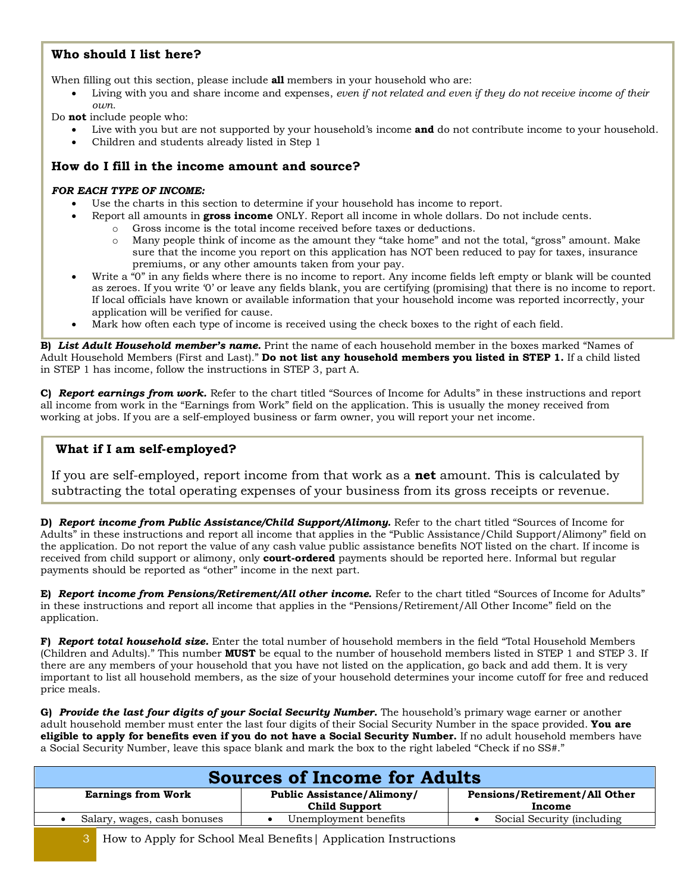### Who should I list here?

When filling out this section, please include **all** members in your household who are:

- Living with you and share income and expenses, *even if not related and even if they do not receive income of their own.*

Do **not** include people who:

- Live with you but are not supported by your household's income **and** do not contribute income to your household.
- Children and students already listed in Step 1

### How do I fill in the income amount and source?

***FOR EACH TYPE OF INCOME:***

- Use the charts in this section to determine if your household has income to report.
- Report all amounts in **gross income** ONLY. Report all income in whole dollars. Do not include cents.
  - Gross income is the total income received before taxes or deductions.
  - Many people think of income as the amount they "take home" and not the total, "gross" amount. Make sure that the income you report on this application has NOT been reduced to pay for taxes, insurance premiums, or any other amounts taken from your pay.
- Write a "0" in any fields where there is no income to report. Any income fields left empty or blank will be counted as zeroes. If you write '0' or leave any fields blank, you are certifying (promising) that there is no income to report. If local officials have known or available information that your household income was reported incorrectly, your application will be verified for cause.
- Mark how often each type of income is received using the check boxes to the right of each field.

**B)** ***List Adult Household member's name.*** Print the name of each household member in the boxes marked "Names of Adult Household Members (First and Last)." **Do not list any household members you listed in STEP 1.** If a child listed in STEP 1 has income, follow the instructions in STEP 3, part A.

**C)** ***Report earnings from work.*** Refer to the chart titled "Sources of Income for Adults" in these instructions and report all income from work in the "Earnings from Work" field on the application. This is usually the money received from working at jobs. If you are a self-employed business or farm owner, you will report your net income.

### What if I am self-employed?

If you are self-employed, report income from that work as a **net** amount. This is calculated by subtracting the total operating expenses of your business from its gross receipts or revenue.

**D)** ***Report income from Public Assistance/Child Support/Alimony.*** Refer to the chart titled "Sources of Income for Adults" in these instructions and report all income that applies in the "Public Assistance/Child Support/Alimony" field on the application. Do not report the value of any cash value public assistance benefits NOT listed on the chart. If income is received from child support or alimony, only **court-ordered** payments should be reported here. Informal but regular payments should be reported as "other" income in the next part.

**E)** ***Report income from Pensions/Retirement/All other income.*** Refer to the chart titled "Sources of Income for Adults" in these instructions and report all income that applies in the "Pensions/Retirement/All Other Income" field on the application.

**F)** ***Report total household size.*** Enter the total number of household members in the field "Total Household Members (Children and Adults)." This number **MUST** be equal to the number of household members listed in STEP 1 and STEP 3. If there are any members of your household that you have not listed on the application, go back and add them. It is very important to list all household members, as the size of your household determines your income cutoff for free and reduced price meals.

**G)** ***Provide the last four digits of your Social Security Number.*** The household's primary wage earner or another adult household member must enter the last four digits of their Social Security Number in the space provided. **You are eligible to apply for benefits even if you do not have a Social Security Number.** If no adult household members have a Social Security Number, leave this space blank and mark the box to the right labeled "Check if no SS#."

## Sources of Income for Adults

| Earnings from Work | Public Assistance/Alimony/ Child Support | Pensions/Retirement/All Other Income |
|---|---|---|
| • Salary, wages, cash bonuses | • Unemployment benefits | • Social Security (including |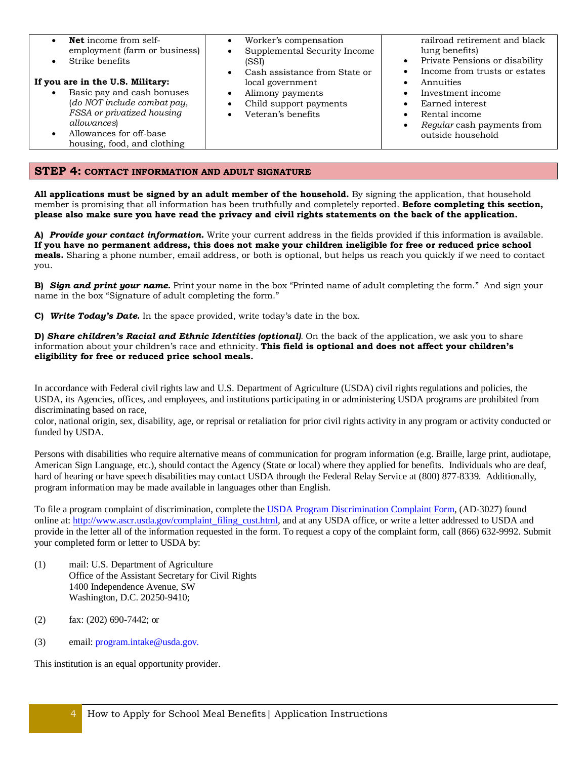| | | |
|---|---|---|
| • **Net** income from self-employment (farm or business)<br>• Strike benefits<br><br>**If you are in the U.S. Military:**<br>• Basic pay and cash bonuses (*do NOT include combat pay, FSSA or privatized housing allowances*)<br>• Allowances for off-base housing, food, and clothing | • Worker's compensation<br>• Supplemental Security Income (SSI)<br>• Cash assistance from State or local government<br>• Alimony payments<br>• Child support payments<br>• Veteran's benefits | railroad retirement and black lung benefits)<br>• Private Pensions or disability<br>• Income from trusts or estates<br>• Annuities<br>• Investment income<br>• Earned interest<br>• Rental income<br>• *Regular* cash payments from outside household |

## STEP 4: CONTACT INFORMATION AND ADULT SIGNATURE

**All applications must be signed by an adult member of the household.** By signing the application, that household member is promising that all information has been truthfully and completely reported. **Before completing this section, please also make sure you have read the privacy and civil rights statements on the back of the application.**

**A)** ***Provide your contact information.*** Write your current address in the fields provided if this information is available. **If you have no permanent address, this does not make your children ineligible for free or reduced price school meals.** Sharing a phone number, email address, or both is optional, but helps us reach you quickly if we need to contact you.

**B)** ***Sign and print your name.*** Print your name in the box "Printed name of adult completing the form." And sign your name in the box "Signature of adult completing the form."

**C)** ***Write Today's Date.*** In the space provided, write today's date in the box.

**D)** ***Share children's Racial and Ethnic Identities (optional)***. On the back of the application, we ask you to share information about your children's race and ethnicity. **This field is optional and does not affect your children's eligibility for free or reduced price school meals.**

In accordance with Federal civil rights law and U.S. Department of Agriculture (USDA) civil rights regulations and policies, the USDA, its Agencies, offices, and employees, and institutions participating in or administering USDA programs are prohibited from discriminating based on race,
color, national origin, sex, disability, age, or reprisal or retaliation for prior civil rights activity in any program or activity conducted or funded by USDA.

Persons with disabilities who require alternative means of communication for program information (e.g. Braille, large print, audiotape, American Sign Language, etc.), should contact the Agency (State or local) where they applied for benefits. Individuals who are deaf, hard of hearing or have speech disabilities may contact USDA through the Federal Relay Service at (800) 877-8339. Additionally, program information may be made available in languages other than English.

To file a program complaint of discrimination, complete the USDA Program Discrimination Complaint Form, (AD-3027) found online at: http://www.ascr.usda.gov/complaint_filing_cust.html, and at any USDA office, or write a letter addressed to USDA and provide in the letter all of the information requested in the form. To request a copy of the complaint form, call (866) 632-9992. Submit your completed form or letter to USDA by:

(1) mail: U.S. Department of Agriculture
Office of the Assistant Secretary for Civil Rights
1400 Independence Avenue, SW
Washington, D.C. 20250-9410;

(2) fax: (202) 690-7442; or

(3) email: program.intake@usda.gov.

This institution is an equal opportunity provider.